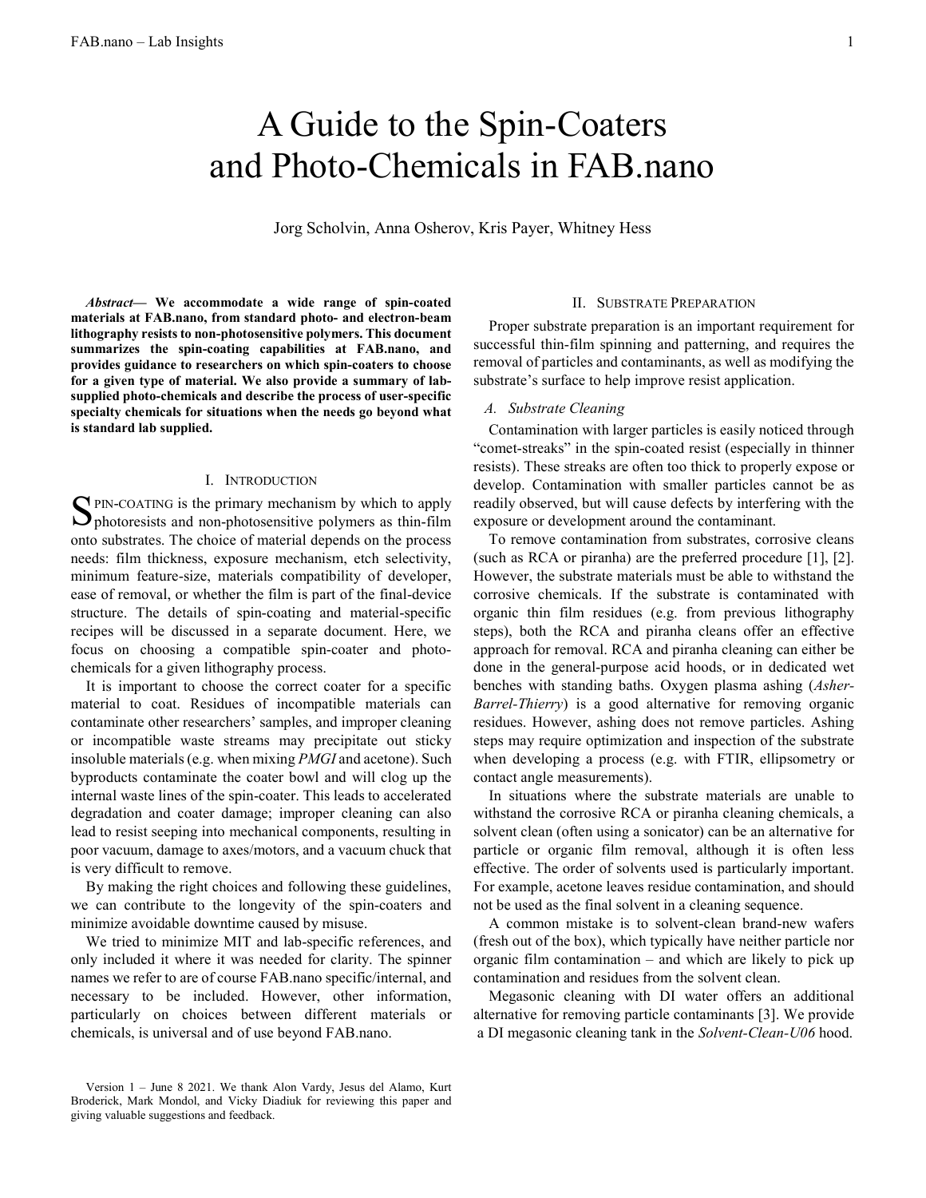# A Guide to the Spin-Coaters and Photo-Chemicals in FAB.nano

Jorg Scholvin, Anna Osherov, Kris Payer, Whitney Hess

***Abstract*— We accommodate a wide range of spin-coated materials at FAB.nano, from standard photo- and electron-beam lithography resists to non-photosensitive polymers. This document summarizes the spin-coating capabilities at FAB.nano, and provides guidance to researchers on which spin-coaters to choose for a given type of material. We also provide a summary of lab-supplied photo-chemicals and describe the process of user-specific specialty chemicals for situations when the needs go beyond what is standard lab supplied.**

## I. Introduction

SPIN-COATING is the primary mechanism by which to apply photoresists and non-photosensitive polymers as thin-film onto substrates. The choice of material depends on the process needs: film thickness, exposure mechanism, etch selectivity, minimum feature-size, materials compatibility of developer, ease of removal, or whether the film is part of the final-device structure. The details of spin-coating and material-specific recipes will be discussed in a separate document. Here, we focus on choosing a compatible spin-coater and photo-chemicals for a given lithography process.

It is important to choose the correct coater for a specific material to coat. Residues of incompatible materials can contaminate other researchers' samples, and improper cleaning or incompatible waste streams may precipitate out sticky insoluble materials (e.g. when mixing *PMGI* and acetone). Such byproducts contaminate the coater bowl and will clog up the internal waste lines of the spin-coater. This leads to accelerated degradation and coater damage; improper cleaning can also lead to resist seeping into mechanical components, resulting in poor vacuum, damage to axes/motors, and a vacuum chuck that is very difficult to remove.

By making the right choices and following these guidelines, we can contribute to the longevity of the spin-coaters and minimize avoidable downtime caused by misuse.

We tried to minimize MIT and lab-specific references, and only included it where it was needed for clarity. The spinner names we refer to are of course FAB.nano specific/internal, and necessary to be included. However, other information, particularly on choices between different materials or chemicals, is universal and of use beyond FAB.nano.

Version 1 – June 8 2021. We thank Alon Vardy, Jesus del Alamo, Kurt Broderick, Mark Mondol, and Vicky Diadiuk for reviewing this paper and giving valuable suggestions and feedback.

## II. Substrate Preparation

Proper substrate preparation is an important requirement for successful thin-film spinning and patterning, and requires the removal of particles and contaminants, as well as modifying the substrate's surface to help improve resist application.

### *A. Substrate Cleaning*

Contamination with larger particles is easily noticed through "comet-streaks" in the spin-coated resist (especially in thinner resists). These streaks are often too thick to properly expose or develop. Contamination with smaller particles cannot be as readily observed, but will cause defects by interfering with the exposure or development around the contaminant.

To remove contamination from substrates, corrosive cleans (such as RCA or piranha) are the preferred procedure [1], [2]. However, the substrate materials must be able to withstand the corrosive chemicals. If the substrate is contaminated with organic thin film residues (e.g. from previous lithography steps), both the RCA and piranha cleans offer an effective approach for removal. RCA and piranha cleaning can either be done in the general-purpose acid hoods, or in dedicated wet benches with standing baths. Oxygen plasma ashing (*Asher-Barrel-Thierry*) is a good alternative for removing organic residues. However, ashing does not remove particles. Ashing steps may require optimization and inspection of the substrate when developing a process (e.g. with FTIR, ellipsometry or contact angle measurements).

In situations where the substrate materials are unable to withstand the corrosive RCA or piranha cleaning chemicals, a solvent clean (often using a sonicator) can be an alternative for particle or organic film removal, although it is often less effective. The order of solvents used is particularly important. For example, acetone leaves residue contamination, and should not be used as the final solvent in a cleaning sequence.

A common mistake is to solvent-clean brand-new wafers (fresh out of the box), which typically have neither particle nor organic film contamination – and which are likely to pick up contamination and residues from the solvent clean.

Megasonic cleaning with DI water offers an additional alternative for removing particle contaminants [3]. We provide a DI megasonic cleaning tank in the *Solvent-Clean-U06* hood.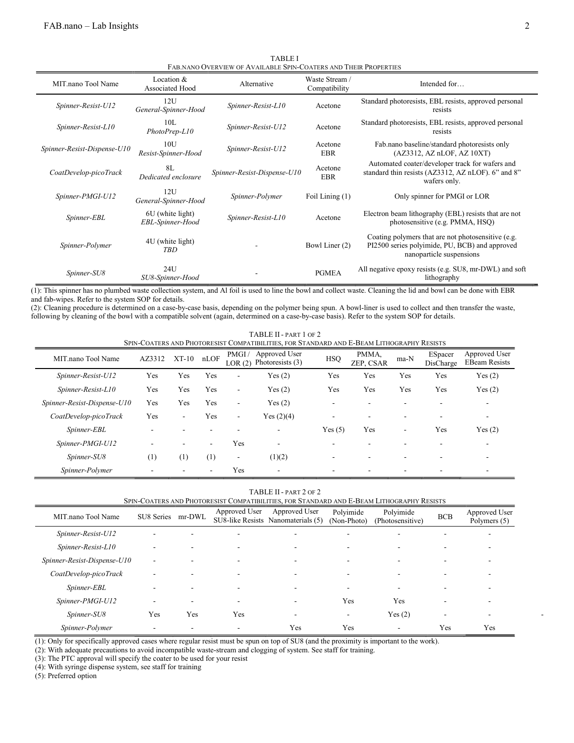TABLE I
FAB.NANO OVERVIEW OF AVAILABLE SPIN-COATERS AND THEIR PROPERTIES

| MIT.nano Tool Name | Location & Associated Hood | Alternative | Waste Stream / Compatibility | Intended for… |
|---|---|---|---|---|
| *Spinner-Resist-U12* | 12U *General-Spinner-Hood* | *Spinner-Resist-L10* | Acetone | Standard photoresists, EBL resists, approved personal resists |
| *Spinner-Resist-L10* | 10L *PhotoPrep-L10* | *Spinner-Resist-U12* | Acetone | Standard photoresists, EBL resists, approved personal resists |
| *Spinner-Resist-Dispense-U10* | 10U *Resist-Spinner-Hood* | *Spinner-Resist-U12* | Acetone EBR | Fab.nano baseline/standard photoresists only (AZ3312, AZ nLOF, AZ 10XT) |
| *CoatDevelop-picoTrack* | 8L *Dedicated enclosure* | *Spinner-Resist-Dispense-U10* | Acetone EBR | Automated coater/developer track for wafers and standard thin resists (AZ3312, AZ nLOF). 6" and 8" wafers only. |
| *Spinner-PMGI-U12* | 12U *General-Spinner-Hood* | *Spinner-Polymer* | Foil Lining (1) | Only spinner for PMGI or LOR |
| *Spinner-EBL* | 6U (white light) *EBL-Spinner-Hood* | *Spinner-Resist-L10* | Acetone | Electron beam lithography (EBL) resists that are not photosensitive (e.g. PMMA, HSQ) |
| *Spinner-Polymer* | 4U (white light) *TBD* | - | Bowl Liner (2) | Coating polymers that are not photosensitive (e.g. PI2500 series polyimide, PU, BCB) and approved nanoparticle suspensions |
| *Spinner-SU8* | 24U *SU8-Spinner-Hood* | - | PGMEA | All negative epoxy resists (e.g. SU8, mr-DWL) and soft lithography |

(1): This spinner has no plumbed waste collection system, and Al foil is used to line the bowl and collect waste. Cleaning the lid and bowl can be done with EBR and fab-wipes. Refer to the system SOP for details.
(2): Cleaning procedure is determined on a case-by-case basis, depending on the polymer being spun. A bowl-liner is used to collect and then transfer the waste, following by cleaning of the bowl with a compatible solvent (again, determined on a case-by-case basis). Refer to the system SOP for details.

TABLE II - PART 1 OF 2
SPIN-COATERS AND PHOTORESIST COMPATIBILITIES, FOR STANDARD AND E-BEAM LITHOGRAPHY RESISTS

| MIT.nano Tool Name | AZ3312 | XT-10 | nLOF | PMGI / LOR (2) | Approved User Photoresists (3) | HSQ | PMMA, ZEP, CSAR | ma-N | ESpacer DisCharge | Approved User EBeam Resists |
|---|---|---|---|---|---|---|---|---|---|---|
| *Spinner-Resist-U12* | Yes | Yes | Yes | - | Yes (2) | Yes | Yes | Yes | Yes | Yes (2) |
| *Spinner-Resist-L10* | Yes | Yes | Yes | - | Yes (2) | Yes | Yes | Yes | Yes | Yes (2) |
| *Spinner-Resist-Dispense-U10* | Yes | Yes | Yes | - | Yes (2) | - | - | - | - | - |
| *CoatDevelop-picoTrack* | Yes | - | Yes | - | Yes (2)(4) | - | - | - | - | - |
| *Spinner-EBL* | - | - | - | - | - | Yes (5) | Yes | - | Yes | Yes (2) |
| *Spinner-PMGI-U12* | - | - | - | Yes | - | - | - | - | - | - |
| *Spinner-SU8* | (1) | (1) | (1) | - | (1)(2) | - | - | - | - | - |
| *Spinner-Polymer* | - | - | - | Yes | - | - | - | - | - | - |

TABLE II - PART 2 OF 2
SPIN-COATERS AND PHOTORESIST COMPATIBILITIES, FOR STANDARD AND E-BEAM LITHOGRAPHY RESISTS

| MIT.nano Tool Name | SU8 Series | mr-DWL | Approved User SU8-like Resists | Approved User Nanomaterials (5) | Polyimide (Non-Photo) | Polyimide (Photosensitive) | BCB | Approved User Polymers (5) |
|---|---|---|---|---|---|---|---|---|
| *Spinner-Resist-U12* | - | - | - | - | - | - | - | - |
| *Spinner-Resist-L10* | - | - | - | - | - | - | - | - |
| *Spinner-Resist-Dispense-U10* | - | - | - | - | - | - | - | - |
| *CoatDevelop-picoTrack* | - | - | - | - | - | - | - | - |
| *Spinner-EBL* | - | - | - | - | - | - | - | - |
| *Spinner-PMGI-U12* | - | - | - | - | Yes | Yes | - | - |
| *Spinner-SU8* | Yes | Yes | Yes | - | - | Yes (2) | - | - |
| *Spinner-Polymer* | - | - | - | Yes | Yes | - | Yes | Yes |

(1): Only for specifically approved cases where regular resist must be spun on top of SU8 (and the proximity is important to the work).
(2): With adequate precautions to avoid incompatible waste-stream and clogging of system. See staff for training.
(3): The PTC approval will specify the coater to be used for your resist
(4): With syringe dispense system, see staff for training
(5): Preferred option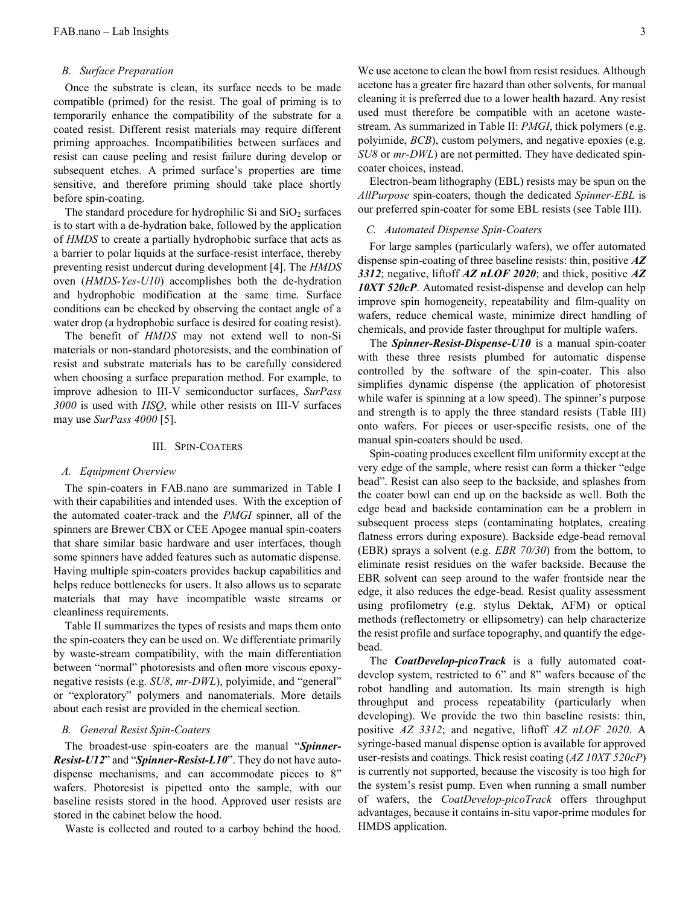### B. Surface Preparation

Once the substrate is clean, its surface needs to be made compatible (primed) for the resist. The goal of priming is to temporarily enhance the compatibility of the substrate for a coated resist. Different resist materials may require different priming approaches. Incompatibilities between surfaces and resist can cause peeling and resist failure during develop or subsequent etches. A primed surface's properties are time sensitive, and therefore priming should take place shortly before spin-coating.

The standard procedure for hydrophilic Si and $SiO_2$ surfaces is to start with a de-hydration bake, followed by the application of *HMDS* to create a partially hydrophobic surface that acts as a barrier to polar liquids at the surface-resist interface, thereby preventing resist undercut during development [4]. The *HMDS* oven (*HMDS-Yes-U10*) accomplishes both the de-hydration and hydrophobic modification at the same time. Surface conditions can be checked by observing the contact angle of a water drop (a hydrophobic surface is desired for coating resist).

The benefit of *HMDS* may not extend well to non-Si materials or non-standard photoresists, and the combination of resist and substrate materials has to be carefully considered when choosing a surface preparation method. For example, to improve adhesion to III-V semiconductor surfaces, *SurPass 3000* is used with *HSQ*, while other resists on III-V surfaces may use *SurPass 4000* [5].

## III. Spin-Coaters

### A. Equipment Overview

The spin-coaters in FAB.nano are summarized in Table I with their capabilities and intended uses. With the exception of the automated coater-track and the *PMGI* spinner, all of the spinners are Brewer CBX or CEE Apogee manual spin-coaters that share similar basic hardware and user interfaces, though some spinners have added features such as automatic dispense. Having multiple spin-coaters provides backup capabilities and helps reduce bottlenecks for users. It also allows us to separate materials that may have incompatible waste streams or cleanliness requirements.

Table II summarizes the types of resists and maps them onto the spin-coaters they can be used on. We differentiate primarily by waste-stream compatibility, with the main differentiation between "normal" photoresists and often more viscous epoxy-negative resists (e.g. *SU8*, *mr-DWL*), polyimide, and "general" or "exploratory" polymers and nanomaterials. More details about each resist are provided in the chemical section.

### B. General Resist Spin-Coaters

The broadest-use spin-coaters are the manual "***Spinner-Resist-U12***" and "***Spinner-Resist-L10***". They do not have auto-dispense mechanisms, and can accommodate pieces to 8" wafers. Photoresist is pipetted onto the sample, with our baseline resists stored in the hood. Approved user resists are stored in the cabinet below the hood.

Waste is collected and routed to a carboy behind the hood. We use acetone to clean the bowl from resist residues. Although acetone has a greater fire hazard than other solvents, for manual cleaning it is preferred due to a lower health hazard. Any resist used must therefore be compatible with an acetone waste-stream. As summarized in Table II: *PMGI*, thick polymers (e.g. polyimide, *BCB*), custom polymers, and negative epoxies (e.g. *SU8* or *mr-DWL*) are not permitted. They have dedicated spin-coater choices, instead.

Electron-beam lithography (EBL) resists may be spun on the *AllPurpose* spin-coaters, though the dedicated *Spinner-EBL* is our preferred spin-coater for some EBL resists (see Table III).

### C. Automated Dispense Spin-Coaters

For large samples (particularly wafers), we offer automated dispense spin-coating of three baseline resists: thin, positive ***AZ 3312***; negative, liftoff ***AZ nLOF 2020***; and thick, positive ***AZ 10XT 520cP***. Automated resist-dispense and develop can help improve spin homogeneity, repeatability and film-quality on wafers, reduce chemical waste, minimize direct handling of chemicals, and provide faster throughput for multiple wafers.

The ***Spinner-Resist-Dispense-U10*** is a manual spin-coater with these three resists plumbed for automatic dispense controlled by the software of the spin-coater. This also simplifies dynamic dispense (the application of photoresist while wafer is spinning at a low speed). The spinner's purpose and strength is to apply the three standard resists (Table III) onto wafers. For pieces or user-specific resists, one of the manual spin-coaters should be used.

Spin-coating produces excellent film uniformity except at the very edge of the sample, where resist can form a thicker "edge bead". Resist can also seep to the backside, and splashes from the coater bowl can end up on the backside as well. Both the edge bead and backside contamination can be a problem in subsequent process steps (contaminating hotplates, creating flatness errors during exposure). Backside edge-bead removal (EBR) sprays a solvent (e.g. *EBR 70/30*) from the bottom, to eliminate resist residues on the wafer backside. Because the EBR solvent can seep around to the wafer frontside near the edge, it also reduces the edge-bead. Resist quality assessment using profilometry (e.g. stylus Dektak, AFM) or optical methods (reflectometry or ellipsometry) can help characterize the resist profile and surface topography, and quantify the edge-bead.

The ***CoatDevelop-picoTrack*** is a fully automated coat-develop system, restricted to 6" and 8" wafers because of the robot handling and automation. Its main strength is high throughput and process repeatability (particularly when developing). We provide the two thin baseline resists: thin, positive *AZ 3312*; and negative, liftoff *AZ nLOF 2020*. A syringe-based manual dispense option is available for approved user-resists and coatings. Thick resist coating (*AZ 10XT 520cP*) is currently not supported, because the viscosity is too high for the system's resist pump. Even when running a small number of wafers, the *CoatDevelop-picoTrack* offers throughput advantages, because it contains in-situ vapor-prime modules for HMDS application.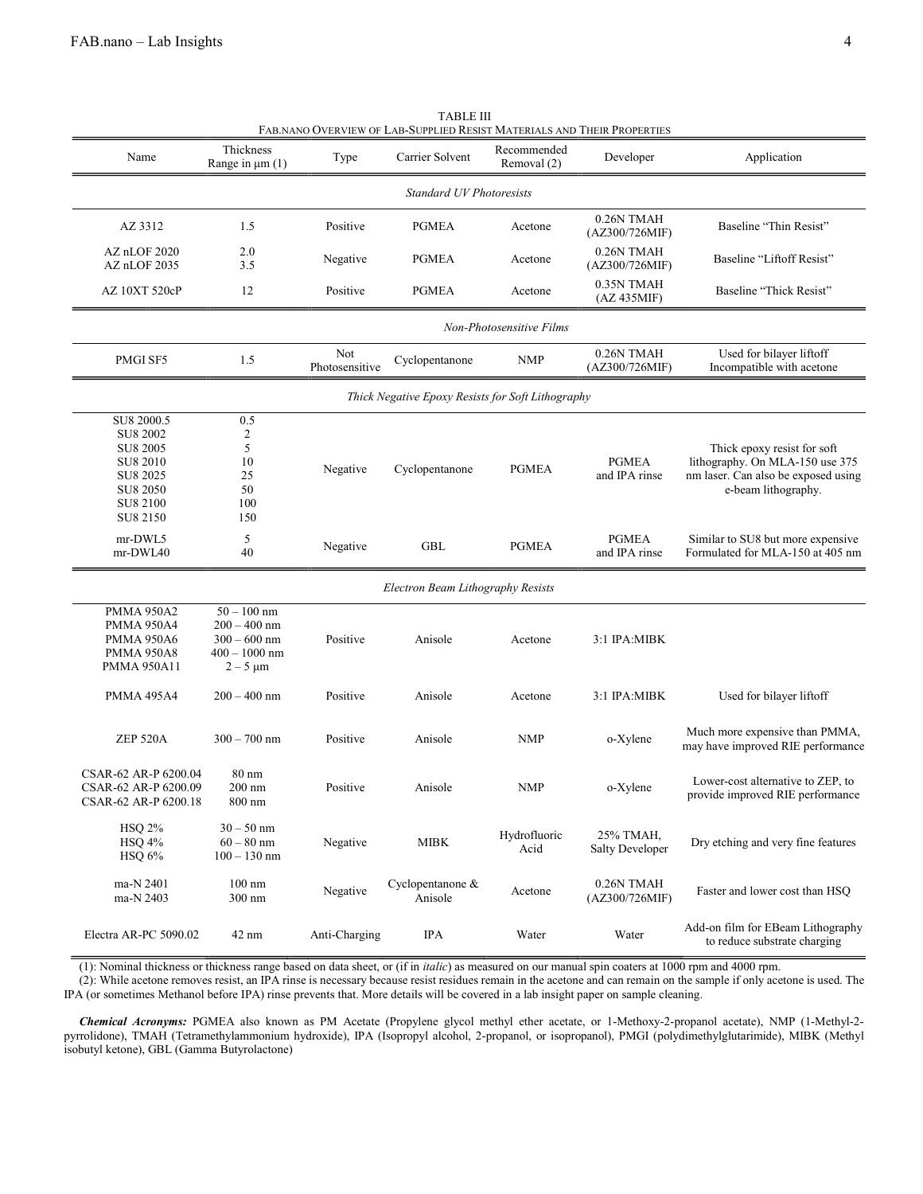TABLE III

FAB.NANO OVERVIEW OF LAB-SUPPLIED RESIST MATERIALS AND THEIR PROPERTIES

| Name | Thickness Range in µm (1) | Type | Carrier Solvent | Recommended Removal (2) | Developer | Application |
|---|---|---|---|---|---|---|
| *Standard UV Photoresists* | | | | | | |
| AZ 3312 | 1.5 | Positive | PGMEA | Acetone | 0.26N TMAH (AZ300/726MIF) | Baseline "Thin Resist" |
| AZ nLOF 2020<br>AZ nLOF 2035 | 2.0<br>3.5 | Negative | PGMEA | Acetone | 0.26N TMAH (AZ300/726MIF) | Baseline "Liftoff Resist" |
| AZ 10XT 520cP | 12 | Positive | PGMEA | Acetone | 0.35N TMAH (AZ 435MIF) | Baseline "Thick Resist" |
| *Non-Photosensitive Films* | | | | | | |
| PMGI SF5 | 1.5 | Not Photosensitive | Cyclopentanone | NMP | 0.26N TMAH (AZ300/726MIF) | Used for bilayer liftoff Incompatible with acetone |
| *Thick Negative Epoxy Resists for Soft Lithography* | | | | | | |
| SU8 2000.5<br>SU8 2002<br>SU8 2005<br>SU8 2010<br>SU8 2025<br>SU8 2050<br>SU8 2100<br>SU8 2150 | 0.5<br>2<br>5<br>10<br>25<br>50<br>100<br>150 | Negative | Cyclopentanone | PGMEA | PGMEA and IPA rinse | Thick epoxy resist for soft lithography. On MLA-150 use 375 nm laser. Can also be exposed using e-beam lithography. |
| mr-DWL5<br>mr-DWL40 | 5<br>40 | Negative | GBL | PGMEA | PGMEA and IPA rinse | Similar to SU8 but more expensive Formulated for MLA-150 at 405 nm |
| *Electron Beam Lithography Resists* | | | | | | |
| PMMA 950A2<br>PMMA 950A4<br>PMMA 950A6<br>PMMA 950A8<br>PMMA 950A11 | 50 – 100 nm<br>200 – 400 nm<br>300 – 600 nm<br>400 – 1000 nm<br>2 – 5 µm | Positive | Anisole | Acetone | 3:1 IPA:MIBK | |
| PMMA 495A4 | 200 – 400 nm | Positive | Anisole | Acetone | 3:1 IPA:MIBK | Used for bilayer liftoff |
| ZEP 520A | 300 – 700 nm | Positive | Anisole | NMP | o-Xylene | Much more expensive than PMMA, may have improved RIE performance |
| CSAR-62 AR-P 6200.04<br>CSAR-62 AR-P 6200.09<br>CSAR-62 AR-P 6200.18 | 80 nm<br>200 nm<br>800 nm | Positive | Anisole | NMP | o-Xylene | Lower-cost alternative to ZEP, to provide improved RIE performance |
| HSQ 2%<br>HSQ 4%<br>HSQ 6% | 30 – 50 nm<br>60 – 80 nm<br>100 – 130 nm | Negative | MIBK | Hydrofluoric Acid | 25% TMAH, Salty Developer | Dry etching and very fine features |
| ma-N 2401<br>ma-N 2403 | 100 nm<br>300 nm | Negative | Cyclopentanone & Anisole | Acetone | 0.26N TMAH (AZ300/726MIF) | Faster and lower cost than HSQ |
| Electra AR-PC 5090.02 | 42 nm | Anti-Charging | IPA | Water | Water | Add-on film for EBeam Lithography to reduce substrate charging |

(1): Nominal thickness or thickness range based on data sheet, or (if in *italic*) as measured on our manual spin coaters at 1000 rpm and 4000 rpm.

(2): While acetone removes resist, an IPA rinse is necessary because resist residues remain in the acetone and can remain on the sample if only acetone is used. The IPA (or sometimes Methanol before IPA) rinse prevents that. More details will be covered in a lab insight paper on sample cleaning.

***Chemical Acronyms:*** PGMEA also known as PM Acetate (Propylene glycol methyl ether acetate, or 1-Methoxy-2-propanol acetate), NMP (1-Methyl-2-pyrrolidone), TMAH (Tetramethylammonium hydroxide), IPA (Isopropyl alcohol, 2-propanol, or isopropanol), PMGI (polydimethylglutarimide), MIBK (Methyl isobutyl ketone), GBL (Gamma Butyrolactone)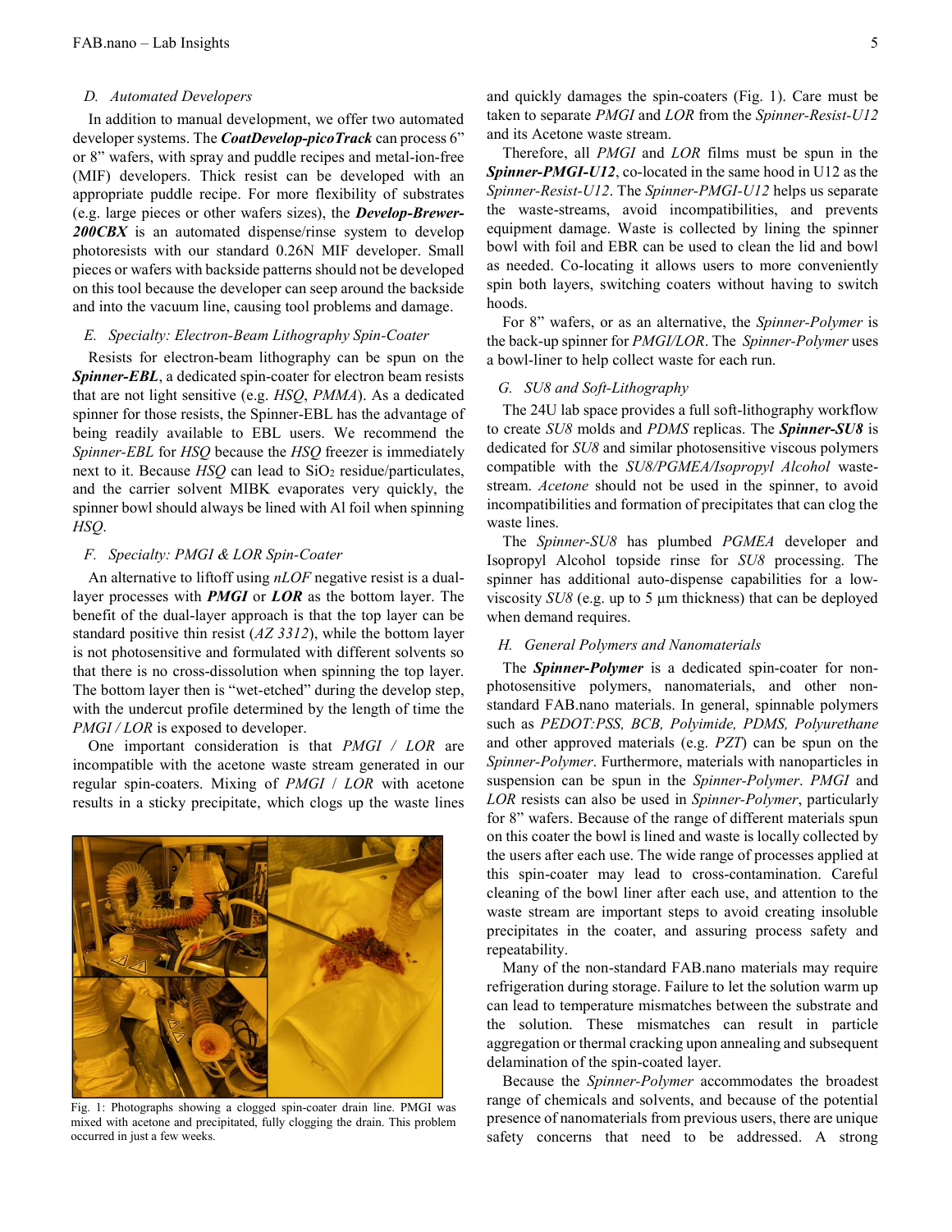### D. Automated Developers

In addition to manual development, we offer two automated developer systems. The ***CoatDevelop-picoTrack*** can process 6" or 8" wafers, with spray and puddle recipes and metal-ion-free (MIF) developers. Thick resist can be developed with an appropriate puddle recipe. For more flexibility of substrates (e.g. large pieces or other wafers sizes), the ***Develop-Brewer-200CBX*** is an automated dispense/rinse system to develop photoresists with our standard 0.26N MIF developer. Small pieces or wafers with backside patterns should not be developed on this tool because the developer can seep around the backside and into the vacuum line, causing tool problems and damage.

### E. Specialty: Electron-Beam Lithography Spin-Coater

Resists for electron-beam lithography can be spun on the ***Spinner-EBL***, a dedicated spin-coater for electron beam resists that are not light sensitive (e.g. *HSQ*, *PMMA*). As a dedicated spinner for those resists, the Spinner-EBL has the advantage of being readily available to EBL users. We recommend the *Spinner-EBL* for *HSQ* because the *HSQ* freezer is immediately next to it. Because *HSQ* can lead to $SiO_2$ residue/particulates, and the carrier solvent MIBK evaporates very quickly, the spinner bowl should always be lined with Al foil when spinning *HSQ*.

### F. Specialty: PMGI & LOR Spin-Coater

An alternative to liftoff using *nLOF* negative resist is a dual-layer processes with ***PMGI*** or ***LOR*** as the bottom layer. The benefit of the dual-layer approach is that the top layer can be standard positive thin resist (*AZ 3312*), while the bottom layer is not photosensitive and formulated with different solvents so that there is no cross-dissolution when spinning the top layer. The bottom layer then is "wet-etched" during the develop step, with the undercut profile determined by the length of time the *PMGI / LOR* is exposed to developer.

One important consideration is that *PMGI / LOR* are incompatible with the acetone waste stream generated in our regular spin-coaters. Mixing of *PMGI / LOR* with acetone results in a sticky precipitate, which clogs up the waste lines and quickly damages the spin-coaters (Fig. 1). Care must be taken to separate *PMGI* and *LOR* from the *Spinner-Resist-U12* and its Acetone waste stream.

Fig. 1: Photographs showing a clogged spin-coater drain line. PMGI was mixed with acetone and precipitated, fully clogging the drain. This problem occurred in just a few weeks.

Therefore, all *PMGI* and *LOR* films must be spun in the ***Spinner-PMGI-U12***, co-located in the same hood in U12 as the *Spinner-Resist-U12*. The *Spinner-PMGI-U12* helps us separate the waste-streams, avoid incompatibilities, and prevents equipment damage. Waste is collected by lining the spinner bowl with foil and EBR can be used to clean the lid and bowl as needed. Co-locating it allows users to more conveniently spin both layers, switching coaters without having to switch hoods.

For 8" wafers, or as an alternative, the *Spinner-Polymer* is the back-up spinner for *PMGI/LOR*. The *Spinner-Polymer* uses a bowl-liner to help collect waste for each run.

### G. SU8 and Soft-Lithography

The 24U lab space provides a full soft-lithography workflow to create *SU8* molds and *PDMS* replicas. The ***Spinner-SU8*** is dedicated for *SU8* and similar photosensitive viscous polymers compatible with the *SU8/PGMEA/Isopropyl Alcohol* waste-stream. *Acetone* should not be used in the spinner, to avoid incompatibilities and formation of precipitates that can clog the waste lines.

The *Spinner-SU8* has plumbed *PGMEA* developer and Isopropyl Alcohol topside rinse for *SU8* processing. The spinner has additional auto-dispense capabilities for a low-viscosity *SU8* (e.g. up to 5 µm thickness) that can be deployed when demand requires.

### H. General Polymers and Nanomaterials

The ***Spinner-Polymer*** is a dedicated spin-coater for non-photosensitive polymers, nanomaterials, and other non-standard FAB.nano materials. In general, spinnable polymers such as *PEDOT:PSS, BCB, Polyimide, PDMS, Polyurethane* and other approved materials (e.g. *PZT*) can be spun on the *Spinner-Polymer*. Furthermore, materials with nanoparticles in suspension can be spun in the *Spinner-Polymer*. *PMGI* and *LOR* resists can also be used in *Spinner-Polymer*, particularly for 8" wafers. Because of the range of different materials spun on this coater the bowl is lined and waste is locally collected by the users after each use. The wide range of processes applied at this spin-coater may lead to cross-contamination. Careful cleaning of the bowl liner after each use, and attention to the waste stream are important steps to avoid creating insoluble precipitates in the coater, and assuring process safety and repeatability.

Many of the non-standard FAB.nano materials may require refrigeration during storage. Failure to let the solution warm up can lead to temperature mismatches between the substrate and the solution. These mismatches can result in particle aggregation or thermal cracking upon annealing and subsequent delamination of the spin-coated layer.

Because the *Spinner-Polymer* accommodates the broadest range of chemicals and solvents, and because of the potential presence of nanomaterials from previous users, there are unique safety concerns that need to be addressed. A strong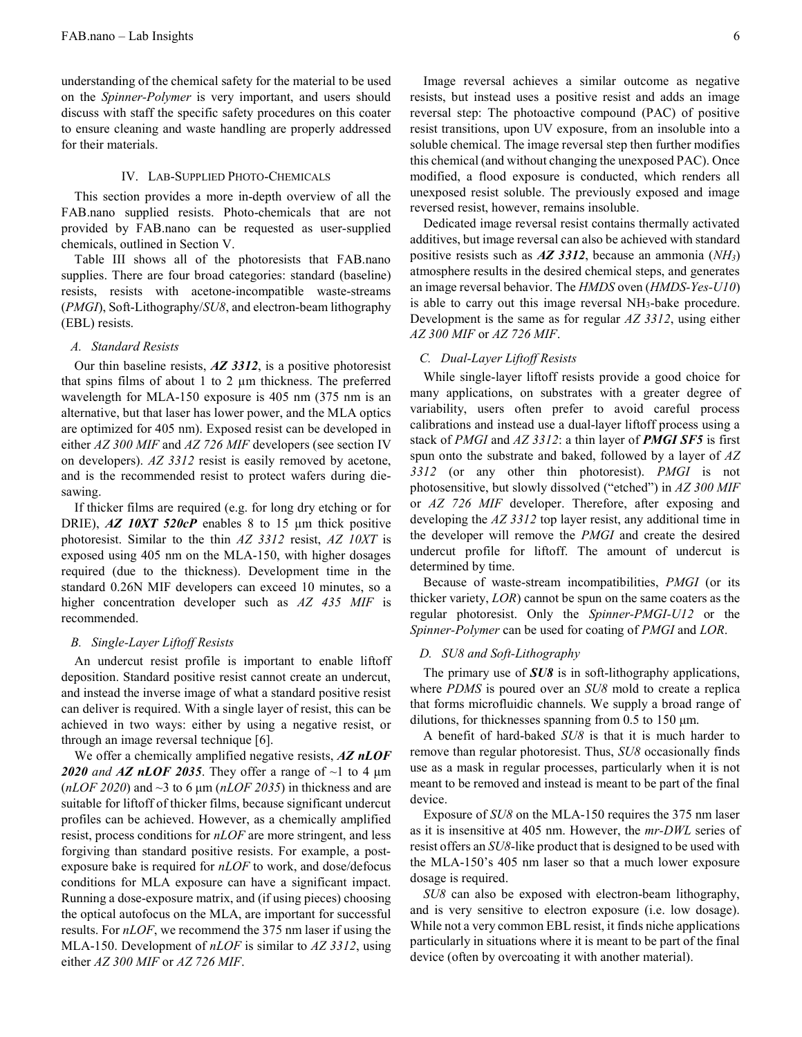understanding of the chemical safety for the material to be used on the *Spinner-Polymer* is very important, and users should discuss with staff the specific safety procedures on this coater to ensure cleaning and waste handling are properly addressed for their materials.

## IV. Lab-Supplied Photo-Chemicals

This section provides a more in-depth overview of all the FAB.nano supplied resists. Photo-chemicals that are not provided by FAB.nano can be requested as user-supplied chemicals, outlined in Section V.

Table III shows all of the photoresists that FAB.nano supplies. There are four broad categories: standard (baseline) resists, resists with acetone-incompatible waste-streams (*PMGI*), Soft-Lithography/*SU8*, and electron-beam lithography (EBL) resists.

### A. Standard Resists

Our thin baseline resists, ***AZ 3312***, is a positive photoresist that spins films of about 1 to 2 µm thickness. The preferred wavelength for MLA-150 exposure is 405 nm (375 nm is an alternative, but that laser has lower power, and the MLA optics are optimized for 405 nm). Exposed resist can be developed in either *AZ 300 MIF* and *AZ 726 MIF* developers (see section IV on developers). *AZ 3312* resist is easily removed by acetone, and is the recommended resist to protect wafers during die-sawing.

If thicker films are required (e.g. for long dry etching or for DRIE), ***AZ 10XT 520cP*** enables 8 to 15 µm thick positive photoresist. Similar to the thin *AZ 3312* resist, *AZ 10XT* is exposed using 405 nm on the MLA-150, with higher dosages required (due to the thickness). Development time in the standard 0.26N MIF developers can exceed 10 minutes, so a higher concentration developer such as *AZ 435 MIF* is recommended.

### B. Single-Layer Liftoff Resists

An undercut resist profile is important to enable liftoff deposition. Standard positive resist cannot create an undercut, and instead the inverse image of what a standard positive resist can deliver is required. With a single layer of resist, this can be achieved in two ways: either by using a negative resist, or through an image reversal technique [6].

We offer a chemically amplified negative resists, ***AZ nLOF 2020** and **AZ nLOF 2035***. They offer a range of ~1 to 4 µm (*nLOF 2020*) and ~3 to 6 µm (*nLOF 2035*) in thickness and are suitable for liftoff of thicker films, because significant undercut profiles can be achieved. However, as a chemically amplified resist, process conditions for *nLOF* are more stringent, and less forgiving than standard positive resists. For example, a post-exposure bake is required for *nLOF* to work, and dose/defocus conditions for MLA exposure can have a significant impact. Running a dose-exposure matrix, and (if using pieces) choosing the optical autofocus on the MLA, are important for successful results. For *nLOF*, we recommend the 375 nm laser if using the MLA-150. Development of *nLOF* is similar to *AZ 3312*, using either *AZ 300 MIF* or *AZ 726 MIF*.

Image reversal achieves a similar outcome as negative resists, but instead uses a positive resist and adds an image reversal step: The photoactive compound (PAC) of positive resist transitions, upon UV exposure, from an insoluble into a soluble chemical. The image reversal step then further modifies this chemical (and without changing the unexposed PAC). Once modified, a flood exposure is conducted, which renders all unexposed resist soluble. The previously exposed and image reversed resist, however, remains insoluble.

Dedicated image reversal resist contains thermally activated additives, but image reversal can also be achieved with standard positive resists such as ***AZ 3312***, because an ammonia ($NH_3$) atmosphere results in the desired chemical steps, and generates an image reversal behavior. The *HMDS* oven (*HMDS-Yes-U10*) is able to carry out this image reversal $NH_3$-bake procedure. Development is the same as for regular *AZ 3312*, using either *AZ 300 MIF* or *AZ 726 MIF*.

### C. Dual-Layer Liftoff Resists

While single-layer liftoff resists provide a good choice for many applications, on substrates with a greater degree of variability, users often prefer to avoid careful process calibrations and instead use a dual-layer liftoff process using a stack of *PMGI* and *AZ 3312*: a thin layer of ***PMGI SF5*** is first spun onto the substrate and baked, followed by a layer of *AZ 3312* (or any other thin photoresist). *PMGI* is not photosensitive, but slowly dissolved ("etched") in *AZ 300 MIF* or *AZ 726 MIF* developer. Therefore, after exposing and developing the *AZ 3312* top layer resist, any additional time in the developer will remove the *PMGI* and create the desired undercut profile for liftoff. The amount of undercut is determined by time.

Because of waste-stream incompatibilities, *PMGI* (or its thicker variety, *LOR*) cannot be spun on the same coaters as the regular photoresist. Only the *Spinner-PMGI-U12* or the *Spinner-Polymer* can be used for coating of *PMGI* and *LOR*.

### D. SU8 and Soft-Lithography

The primary use of ***SU8*** is in soft-lithography applications, where *PDMS* is poured over an *SU8* mold to create a replica that forms microfluidic channels. We supply a broad range of dilutions, for thicknesses spanning from 0.5 to 150 µm.

A benefit of hard-baked *SU8* is that it is much harder to remove than regular photoresist. Thus, *SU8* occasionally finds use as a mask in regular processes, particularly when it is not meant to be removed and instead is meant to be part of the final device.

Exposure of *SU8* on the MLA-150 requires the 375 nm laser as it is insensitive at 405 nm. However, the *mr-DWL* series of resist offers an *SU8*-like product that is designed to be used with the MLA-150's 405 nm laser so that a much lower exposure dosage is required.

*SU8* can also be exposed with electron-beam lithography, and is very sensitive to electron exposure (i.e. low dosage). While not a very common EBL resist, it finds niche applications particularly in situations where it is meant to be part of the final device (often by overcoating it with another material).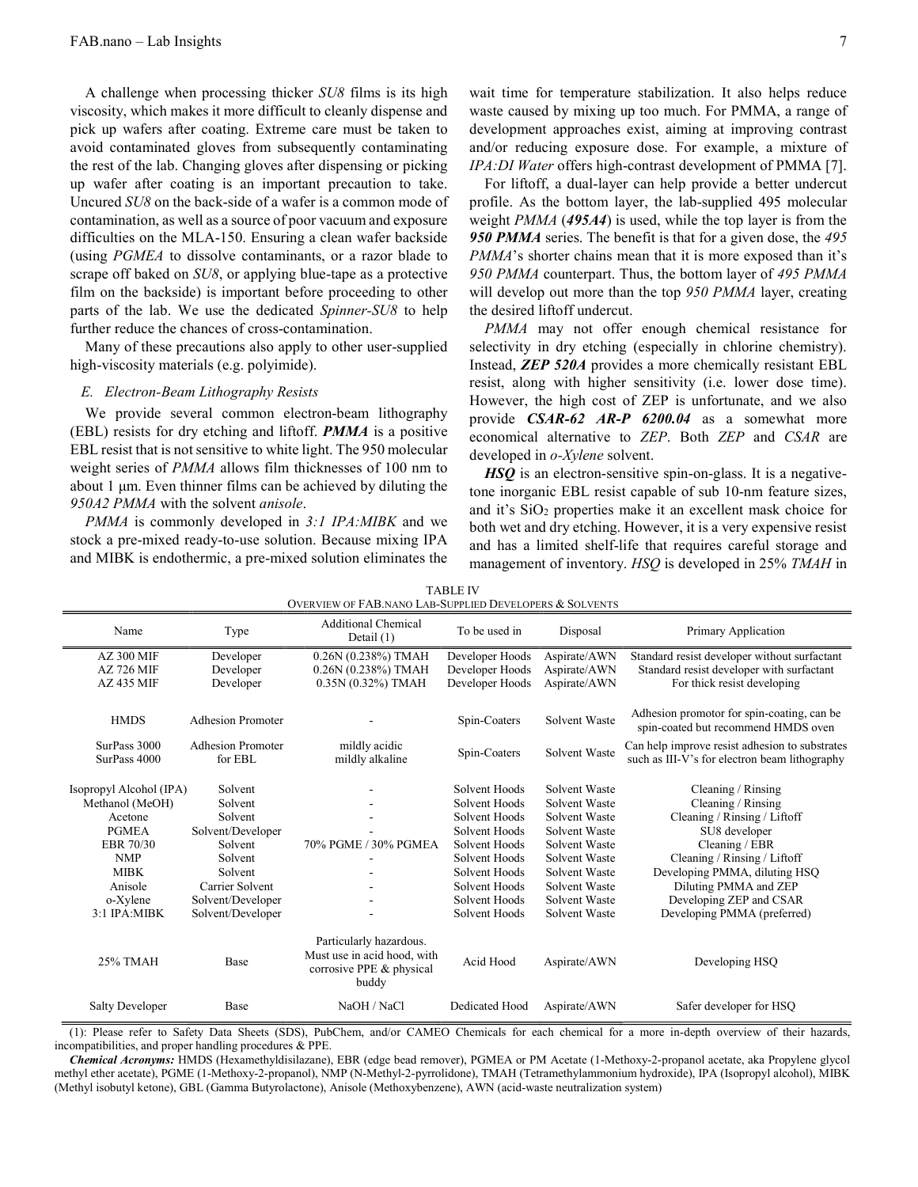A challenge when processing thicker *SU8* films is its high viscosity, which makes it more difficult to cleanly dispense and pick up wafers after coating. Extreme care must be taken to avoid contaminated gloves from subsequently contaminating the rest of the lab. Changing gloves after dispensing or picking up wafer after coating is an important precaution to take. Uncured *SU8* on the back-side of a wafer is a common mode of contamination, as well as a source of poor vacuum and exposure difficulties on the MLA-150. Ensuring a clean wafer backside (using *PGMEA* to dissolve contaminants, or a razor blade to scrape off baked on *SU8*, or applying blue-tape as a protective film on the backside) is important before proceeding to other parts of the lab. We use the dedicated *Spinner-SU8* to help further reduce the chances of cross-contamination.

Many of these precautions also apply to other user-supplied high-viscosity materials (e.g. polyimide).

### *E. Electron-Beam Lithography Resists*

We provide several common electron-beam lithography (EBL) resists for dry etching and liftoff. ***PMMA*** is a positive EBL resist that is not sensitive to white light. The 950 molecular weight series of *PMMA* allows film thicknesses of 100 nm to about 1 µm. Even thinner films can be achieved by diluting the *950A2 PMMA* with the solvent *anisole*.

*PMMA* is commonly developed in *3:1 IPA:MIBK* and we stock a pre-mixed ready-to-use solution. Because mixing IPA and MIBK is endothermic, a pre-mixed solution eliminates the wait time for temperature stabilization. It also helps reduce waste caused by mixing up too much. For PMMA, a range of development approaches exist, aiming at improving contrast and/or reducing exposure dose. For example, a mixture of *IPA:DI Water* offers high-contrast development of PMMA [7].

For liftoff, a dual-layer can help provide a better undercut profile. As the bottom layer, the lab-supplied 495 molecular weight *PMMA* (***495A4***) is used, while the top layer is from the ***950 PMMA*** series. The benefit is that for a given dose, the *495 PMMA*'s shorter chains mean that it is more exposed than it's *950 PMMA* counterpart. Thus, the bottom layer of *495 PMMA* will develop out more than the top *950 PMMA* layer, creating the desired liftoff undercut.

*PMMA* may not offer enough chemical resistance for selectivity in dry etching (especially in chlorine chemistry). Instead, ***ZEP 520A*** provides a more chemically resistant EBL resist, along with higher sensitivity (i.e. lower dose time). However, the high cost of ZEP is unfortunate, and we also provide ***CSAR-62 AR-P 6200.04*** as a somewhat more economical alternative to *ZEP*. Both *ZEP* and *CSAR* are developed in *o-Xylene* solvent.

***HSQ*** is an electron-sensitive spin-on-glass. It is a negative-tone inorganic EBL resist capable of sub 10-nm feature sizes, and it's $SiO_2$ properties make it an excellent mask choice for both wet and dry etching. However, it is a very expensive resist and has a limited shelf-life that requires careful storage and management of inventory. *HSQ* is developed in 25% *TMAH* in

TABLE IV
OVERVIEW OF FAB.NANO LAB-SUPPLIED DEVELOPERS & SOLVENTS

| Name | Type | Additional Chemical Detail (1) | To be used in | Disposal | Primary Application |
|---|---|---|---|---|---|
| AZ 300 MIF | Developer | 0.26N (0.238%) TMAH | Developer Hoods | Aspirate/AWN | Standard resist developer without surfactant |
| AZ 726 MIF | Developer | 0.26N (0.238%) TMAH | Developer Hoods | Aspirate/AWN | Standard resist developer with surfactant |
| AZ 435 MIF | Developer | 0.35N (0.32%) TMAH | Developer Hoods | Aspirate/AWN | For thick resist developing |
| HMDS | Adhesion Promoter | - | Spin-Coaters | Solvent Waste | Adhesion promotor for spin-coating, can be spin-coated but recommend HMDS oven |
| SurPass 3000<br>SurPass 4000 | Adhesion Promoter for EBL | mildly acidic<br>mildly alkaline | Spin-Coaters | Solvent Waste | Can help improve resist adhesion to substrates such as III-V's for electron beam lithography |
| Isopropyl Alcohol (IPA) | Solvent | - | Solvent Hoods | Solvent Waste | Cleaning / Rinsing |
| Methanol (MeOH) | Solvent | - | Solvent Hoods | Solvent Waste | Cleaning / Rinsing |
| Acetone | Solvent | - | Solvent Hoods | Solvent Waste | Cleaning / Rinsing / Liftoff |
| PGMEA | Solvent/Developer | - | Solvent Hoods | Solvent Waste | SU8 developer |
| EBR 70/30 | Solvent | 70% PGME / 30% PGMEA | Solvent Hoods | Solvent Waste | Cleaning / EBR |
| NMP | Solvent | - | Solvent Hoods | Solvent Waste | Cleaning / Rinsing / Liftoff |
| MIBK | Solvent | - | Solvent Hoods | Solvent Waste | Developing PMMA, diluting HSQ |
| Anisole | Carrier Solvent | - | Solvent Hoods | Solvent Waste | Diluting PMMA and ZEP |
| o-Xylene | Solvent/Developer | - | Solvent Hoods | Solvent Waste | Developing ZEP and CSAR |
| 3:1 IPA:MIBK | Solvent/Developer | - | Solvent Hoods | Solvent Waste | Developing PMMA (preferred) |
| 25% TMAH | Base | Particularly hazardous. Must use in acid hood, with corrosive PPE & physical buddy | Acid Hood | Aspirate/AWN | Developing HSQ |
| Salty Developer | Base | NaOH / NaCl | Dedicated Hood | Aspirate/AWN | Safer developer for HSQ |

(1): Please refer to Safety Data Sheets (SDS), PubChem, and/or CAMEO Chemicals for each chemical for a more in-depth overview of their hazards, incompatibilities, and proper handling procedures & PPE.

***Chemical Acronyms:*** HMDS (Hexamethyldisilazane), EBR (edge bead remover), PGMEA or PM Acetate (1-Methoxy-2-propanol acetate, aka Propylene glycol methyl ether acetate), PGME (1-Methoxy-2-propanol), NMP (N-Methyl-2-pyrrolidone), TMAH (Tetramethylammonium hydroxide), IPA (Isopropyl alcohol), MIBK (Methyl isobutyl ketone), GBL (Gamma Butyrolactone), Anisole (Methoxybenzene), AWN (acid-waste neutralization system)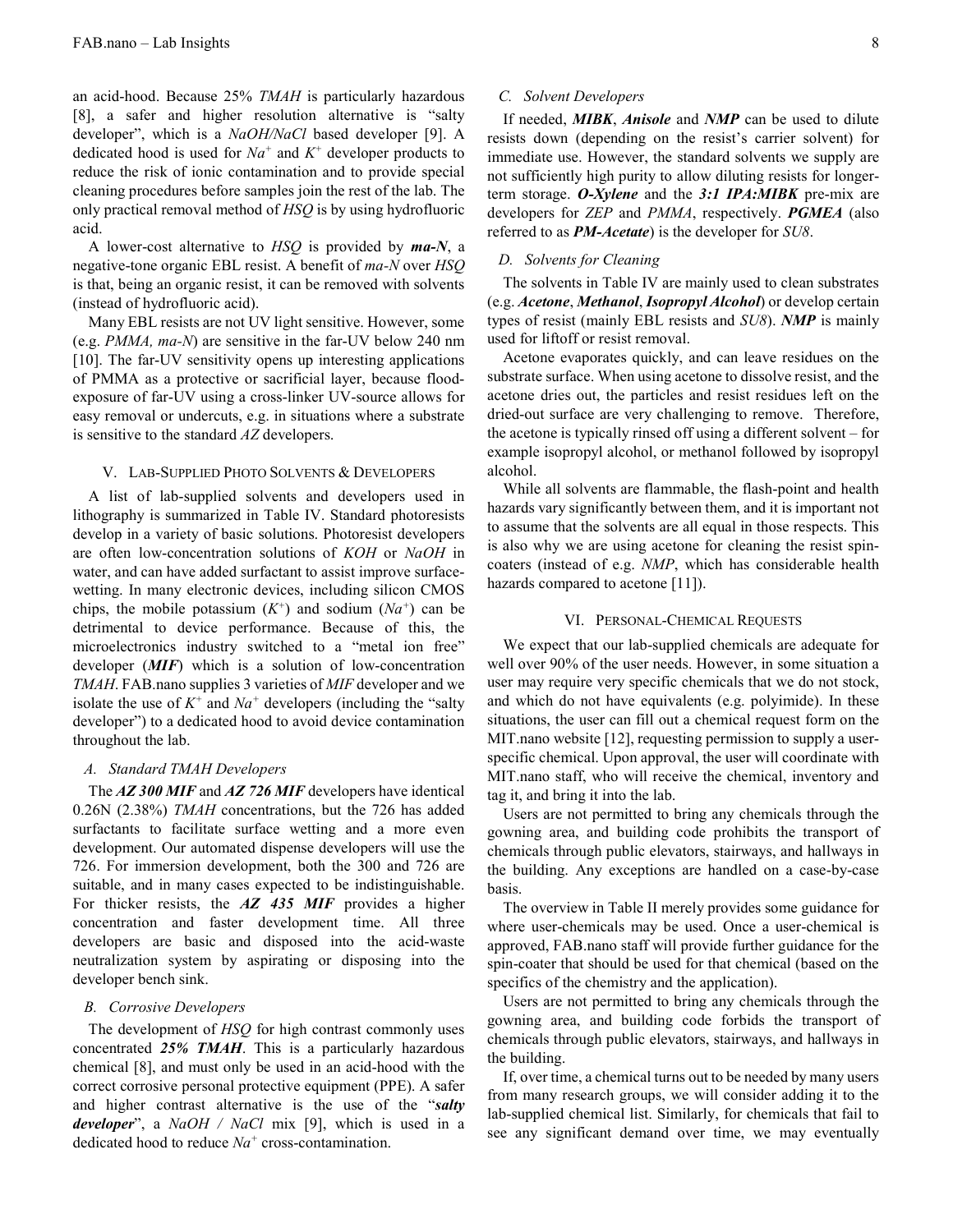an acid-hood. Because 25% *TMAH* is particularly hazardous [8], a safer and higher resolution alternative is "salty developer", which is a *NaOH/NaCl* based developer [9]. A dedicated hood is used for $Na^+$ and $K^+$ developer products to reduce the risk of ionic contamination and to provide special cleaning procedures before samples join the rest of the lab. The only practical removal method of *HSQ* is by using hydrofluoric acid.

A lower-cost alternative to *HSQ* is provided by ***ma-N***, a negative-tone organic EBL resist. A benefit of *ma-N* over *HSQ* is that, being an organic resist, it can be removed with solvents (instead of hydrofluoric acid).

Many EBL resists are not UV light sensitive. However, some (e.g. *PMMA, ma-N*) are sensitive in the far-UV below 240 nm [10]. The far-UV sensitivity opens up interesting applications of PMMA as a protective or sacrificial layer, because flood-exposure of far-UV using a cross-linker UV-source allows for easy removal or undercuts, e.g. in situations where a substrate is sensitive to the standard *AZ* developers.

## V. Lab-Supplied Photo Solvents & Developers

A list of lab-supplied solvents and developers used in lithography is summarized in Table IV. Standard photoresists develop in a variety of basic solutions. Photoresist developers are often low-concentration solutions of *KOH* or *NaOH* in water, and can have added surfactant to assist improve surface-wetting. In many electronic devices, including silicon CMOS chips, the mobile potassium ($K^+$) and sodium ($Na^+$) can be detrimental to device performance. Because of this, the microelectronics industry switched to a "metal ion free" developer (***MIF***) which is a solution of low-concentration *TMAH*. FAB.nano supplies 3 varieties of *MIF* developer and we isolate the use of $K^+$ and $Na^+$ developers (including the "salty developer") to a dedicated hood to avoid device contamination throughout the lab.

### A. Standard TMAH Developers

The ***AZ 300 MIF*** and ***AZ 726 MIF*** developers have identical 0.26N (2.38%) *TMAH* concentrations, but the 726 has added surfactants to facilitate surface wetting and a more even development. Our automated dispense developers will use the 726. For immersion development, both the 300 and 726 are suitable, and in many cases expected to be indistinguishable. For thicker resists, the ***AZ 435 MIF*** provides a higher concentration and faster development time. All three developers are basic and disposed into the acid-waste neutralization system by aspirating or disposing into the developer bench sink.

### B. Corrosive Developers

The development of *HSQ* for high contrast commonly uses concentrated ***25% TMAH***. This is a particularly hazardous chemical [8], and must only be used in an acid-hood with the correct corrosive personal protective equipment (PPE). A safer and higher contrast alternative is the use of the "***salty developer***", a *NaOH / NaCl* mix [9], which is used in a dedicated hood to reduce $Na^+$ cross-contamination.

### C. Solvent Developers

If needed, ***MIBK***, ***Anisole*** and ***NMP*** can be used to dilute resists down (depending on the resist's carrier solvent) for immediate use. However, the standard solvents we supply are not sufficiently high purity to allow diluting resists for longer-term storage. ***O-Xylene*** and the ***3:1 IPA:MIBK*** pre-mix are developers for *ZEP* and *PMMA*, respectively. ***PGMEA*** (also referred to as ***PM-Acetate***) is the developer for *SU8*.

### D. Solvents for Cleaning

The solvents in Table IV are mainly used to clean substrates (e.g. ***Acetone***, ***Methanol***, ***Isopropyl Alcohol***) or develop certain types of resist (mainly EBL resists and *SU8*). ***NMP*** is mainly used for liftoff or resist removal.

Acetone evaporates quickly, and can leave residues on the substrate surface. When using acetone to dissolve resist, and the acetone dries out, the particles and resist residues left on the dried-out surface are very challenging to remove. Therefore, the acetone is typically rinsed off using a different solvent – for example isopropyl alcohol, or methanol followed by isopropyl alcohol.

While all solvents are flammable, the flash-point and health hazards vary significantly between them, and it is important not to assume that the solvents are all equal in those respects. This is also why we are using acetone for cleaning the resist spin-coaters (instead of e.g. *NMP*, which has considerable health hazards compared to acetone [11]).

## VI. Personal-Chemical Requests

We expect that our lab-supplied chemicals are adequate for well over 90% of the user needs. However, in some situation a user may require very specific chemicals that we do not stock, and which do not have equivalents (e.g. polyimide). In these situations, the user can fill out a chemical request form on the MIT.nano website [12], requesting permission to supply a user-specific chemical. Upon approval, the user will coordinate with MIT.nano staff, who will receive the chemical, inventory and tag it, and bring it into the lab.

Users are not permitted to bring any chemicals through the gowning area, and building code prohibits the transport of chemicals through public elevators, stairways, and hallways in the building. Any exceptions are handled on a case-by-case basis.

The overview in Table II merely provides some guidance for where user-chemicals may be used. Once a user-chemical is approved, FAB.nano staff will provide further guidance for the spin-coater that should be used for that chemical (based on the specifics of the chemistry and the application).

Users are not permitted to bring any chemicals through the gowning area, and building code forbids the transport of chemicals through public elevators, stairways, and hallways in the building.

If, over time, a chemical turns out to be needed by many users from many research groups, we will consider adding it to the lab-supplied chemical list. Similarly, for chemicals that fail to see any significant demand over time, we may eventually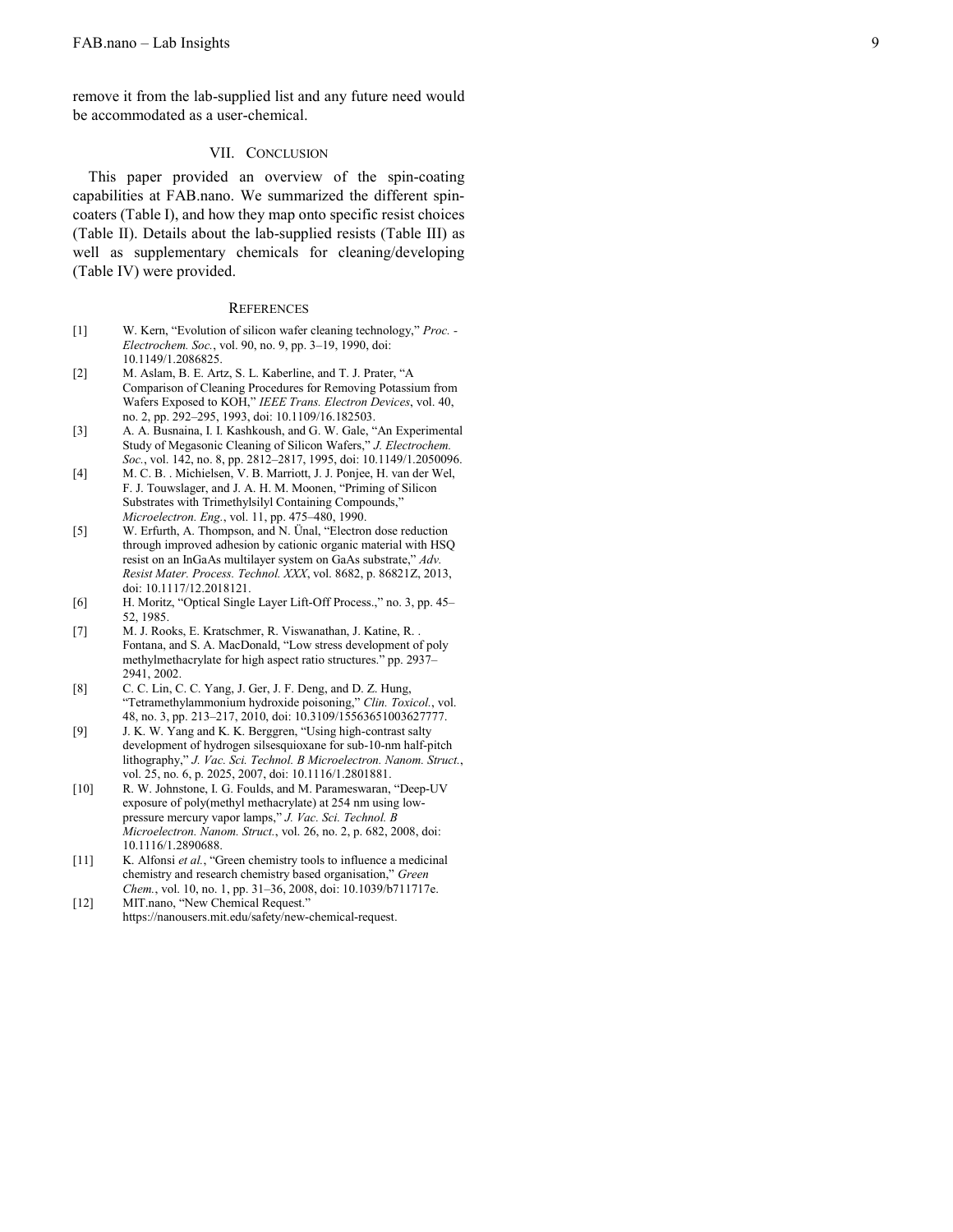remove it from the lab-supplied list and any future need would be accommodated as a user-chemical.

## VII. Conclusion

This paper provided an overview of the spin-coating capabilities at FAB.nano. We summarized the different spin-coaters (Table I), and how they map onto specific resist choices (Table II). Details about the lab-supplied resists (Table III) as well as supplementary chemicals for cleaning/developing (Table IV) were provided.

## References

[1] W. Kern, "Evolution of silicon wafer cleaning technology," *Proc. - Electrochem. Soc.*, vol. 90, no. 9, pp. 3–19, 1990, doi: 10.1149/1.2086825.

[2] M. Aslam, B. E. Artz, S. L. Kaberline, and T. J. Prater, "A Comparison of Cleaning Procedures for Removing Potassium from Wafers Exposed to KOH," *IEEE Trans. Electron Devices*, vol. 40, no. 2, pp. 292–295, 1993, doi: 10.1109/16.182503.

[3] A. A. Busnaina, I. I. Kashkoush, and G. W. Gale, "An Experimental Study of Megasonic Cleaning of Silicon Wafers," *J. Electrochem. Soc.*, vol. 142, no. 8, pp. 2812–2817, 1995, doi: 10.1149/1.2050096.

[4] M. C. B. . Michielsen, V. B. Marriott, J. J. Ponjee, H. van der Wel, F. J. Touwslager, and J. A. H. M. Moonen, "Priming of Silicon Substrates with Trimethylsilyl Containing Compounds," *Microelectron. Eng.*, vol. 11, pp. 475–480, 1990.

[5] W. Erfurth, A. Thompson, and N. Ünal, "Electron dose reduction through improved adhesion by cationic organic material with HSQ resist on an InGaAs multilayer system on GaAs substrate," *Adv. Resist Mater. Process. Technol. XXX*, vol. 8682, p. 86821Z, 2013, doi: 10.1117/12.2018121.

[6] H. Moritz, "Optical Single Layer Lift-Off Process.," no. 3, pp. 45–52, 1985.

[7] M. J. Rooks, E. Kratschmer, R. Viswanathan, J. Katine, R. . Fontana, and S. A. MacDonald, "Low stress development of poly methylmethacrylate for high aspect ratio structures." pp. 2937–2941, 2002.

[8] C. C. Lin, C. C. Yang, J. Ger, J. F. Deng, and D. Z. Hung, "Tetramethylammonium hydroxide poisoning," *Clin. Toxicol.*, vol. 48, no. 3, pp. 213–217, 2010, doi: 10.3109/15563651003627777.

[9] J. K. W. Yang and K. K. Berggren, "Using high-contrast salty development of hydrogen silsesquioxane for sub-10-nm half-pitch lithography," *J. Vac. Sci. Technol. B Microelectron. Nanom. Struct.*, vol. 25, no. 6, p. 2025, 2007, doi: 10.1116/1.2801881.

[10] R. W. Johnstone, I. G. Foulds, and M. Parameswaran, "Deep-UV exposure of poly(methyl methacrylate) at 254 nm using low-pressure mercury vapor lamps," *J. Vac. Sci. Technol. B Microelectron. Nanom. Struct.*, vol. 26, no. 2, p. 682, 2008, doi: 10.1116/1.2890688.

[11] K. Alfonsi *et al.*, "Green chemistry tools to influence a medicinal chemistry and research chemistry based organisation," *Green Chem.*, vol. 10, no. 1, pp. 31–36, 2008, doi: 10.1039/b711717e.

[12] MIT.nano, "New Chemical Request." https://nanousers.mit.edu/safety/new-chemical-request.